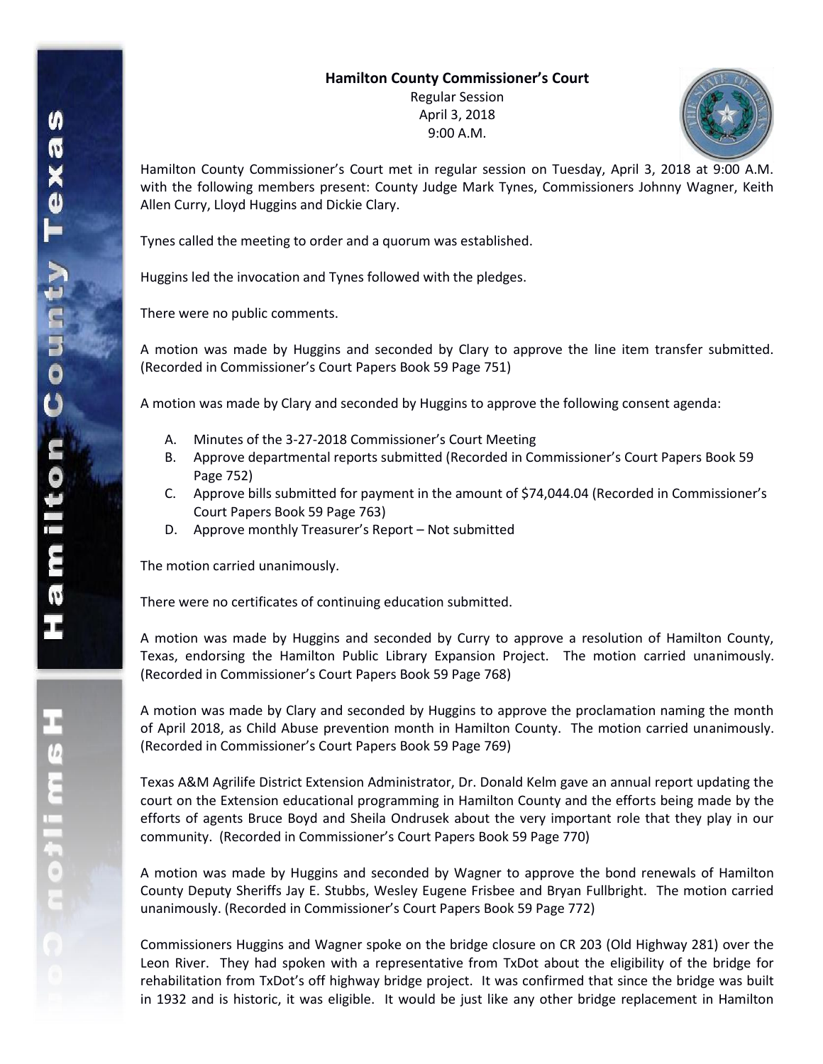**Hamilton County Commissioner's Court**

Regular Session
April 3, 2018
9:00 A.M.

Hamilton County Commissioner's Court met in regular session on Tuesday, April 3, 2018 at 9:00 A.M. with the following members present: County Judge Mark Tynes, Commissioners Johnny Wagner, Keith Allen Curry, Lloyd Huggins and Dickie Clary.

Tynes called the meeting to order and a quorum was established.

Huggins led the invocation and Tynes followed with the pledges.

There were no public comments.

A motion was made by Huggins and seconded by Clary to approve the line item transfer submitted. (Recorded in Commissioner's Court Papers Book 59 Page 751)

A motion was made by Clary and seconded by Huggins to approve the following consent agenda:

A. Minutes of the 3-27-2018 Commissioner's Court Meeting
B. Approve departmental reports submitted (Recorded in Commissioner's Court Papers Book 59 Page 752)
C. Approve bills submitted for payment in the amount of $74,044.04 (Recorded in Commissioner's Court Papers Book 59 Page 763)
D. Approve monthly Treasurer's Report – Not submitted

The motion carried unanimously.

There were no certificates of continuing education submitted.

A motion was made by Huggins and seconded by Curry to approve a resolution of Hamilton County, Texas, endorsing the Hamilton Public Library Expansion Project. The motion carried unanimously. (Recorded in Commissioner's Court Papers Book 59 Page 768)

A motion was made by Clary and seconded by Huggins to approve the proclamation naming the month of April 2018, as Child Abuse prevention month in Hamilton County. The motion carried unanimously. (Recorded in Commissioner's Court Papers Book 59 Page 769)

Texas A&M Agrilife District Extension Administrator, Dr. Donald Kelm gave an annual report updating the court on the Extension educational programming in Hamilton County and the efforts being made by the efforts of agents Bruce Boyd and Sheila Ondrusek about the very important role that they play in our community. (Recorded in Commissioner's Court Papers Book 59 Page 770)

A motion was made by Huggins and seconded by Wagner to approve the bond renewals of Hamilton County Deputy Sheriffs Jay E. Stubbs, Wesley Eugene Frisbee and Bryan Fullbright. The motion carried unanimously. (Recorded in Commissioner's Court Papers Book 59 Page 772)

Commissioners Huggins and Wagner spoke on the bridge closure on CR 203 (Old Highway 281) over the Leon River. They had spoken with a representative from TxDot about the eligibility of the bridge for rehabilitation from TxDot's off highway bridge project. It was confirmed that since the bridge was built in 1932 and is historic, it was eligible. It would be just like any other bridge replacement in Hamilton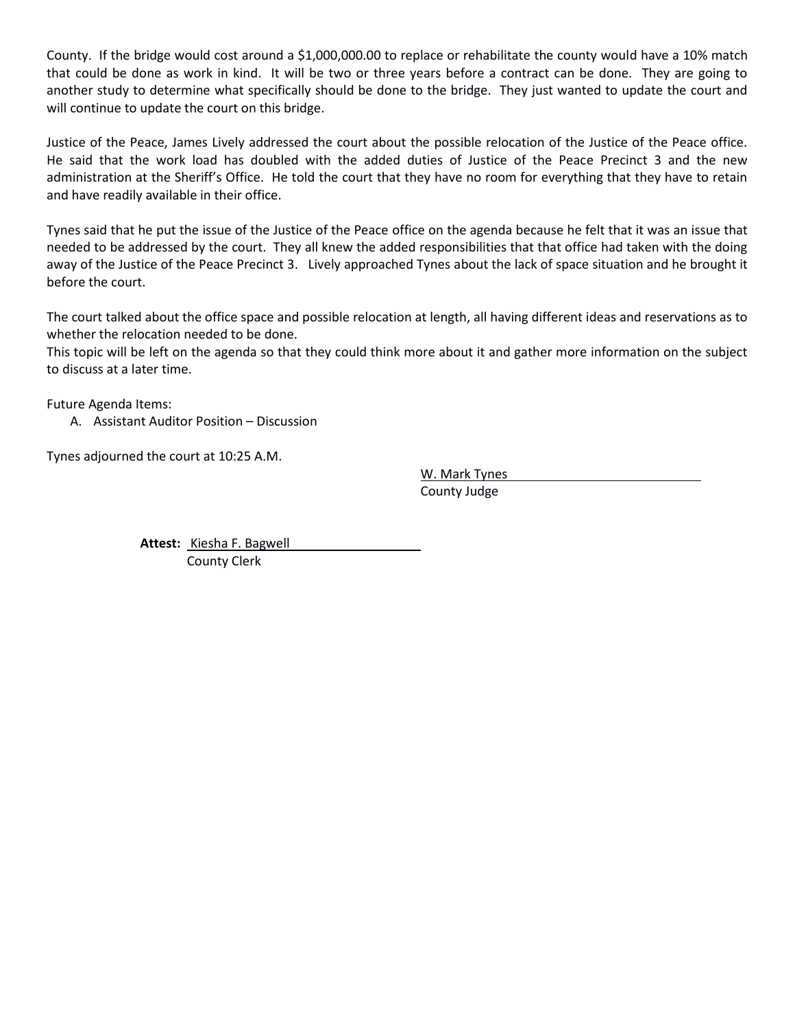County. If the bridge would cost around a $1,000,000.00 to replace or rehabilitate the county would have a 10% match that could be done as work in kind. It will be two or three years before a contract can be done. They are going to another study to determine what specifically should be done to the bridge. They just wanted to update the court and will continue to update the court on this bridge.

Justice of the Peace, James Lively addressed the court about the possible relocation of the Justice of the Peace office. He said that the work load has doubled with the added duties of Justice of the Peace Precinct 3 and the new administration at the Sheriff's Office. He told the court that they have no room for everything that they have to retain and have readily available in their office.

Tynes said that he put the issue of the Justice of the Peace office on the agenda because he felt that it was an issue that needed to be addressed by the court. They all knew the added responsibilities that that office had taken with the doing away of the Justice of the Peace Precinct 3. Lively approached Tynes about the lack of space situation and he brought it before the court.

The court talked about the office space and possible relocation at length, all having different ideas and reservations as to whether the relocation needed to be done.
This topic will be left on the agenda so that they could think more about it and gather more information on the subject to discuss at a later time.

Future Agenda Items:

A. Assistant Auditor Position – Discussion

Tynes adjourned the court at 10:25 A.M.

W. Mark Tynes
County Judge

**Attest:** Kiesha F. Bagwell
County Clerk